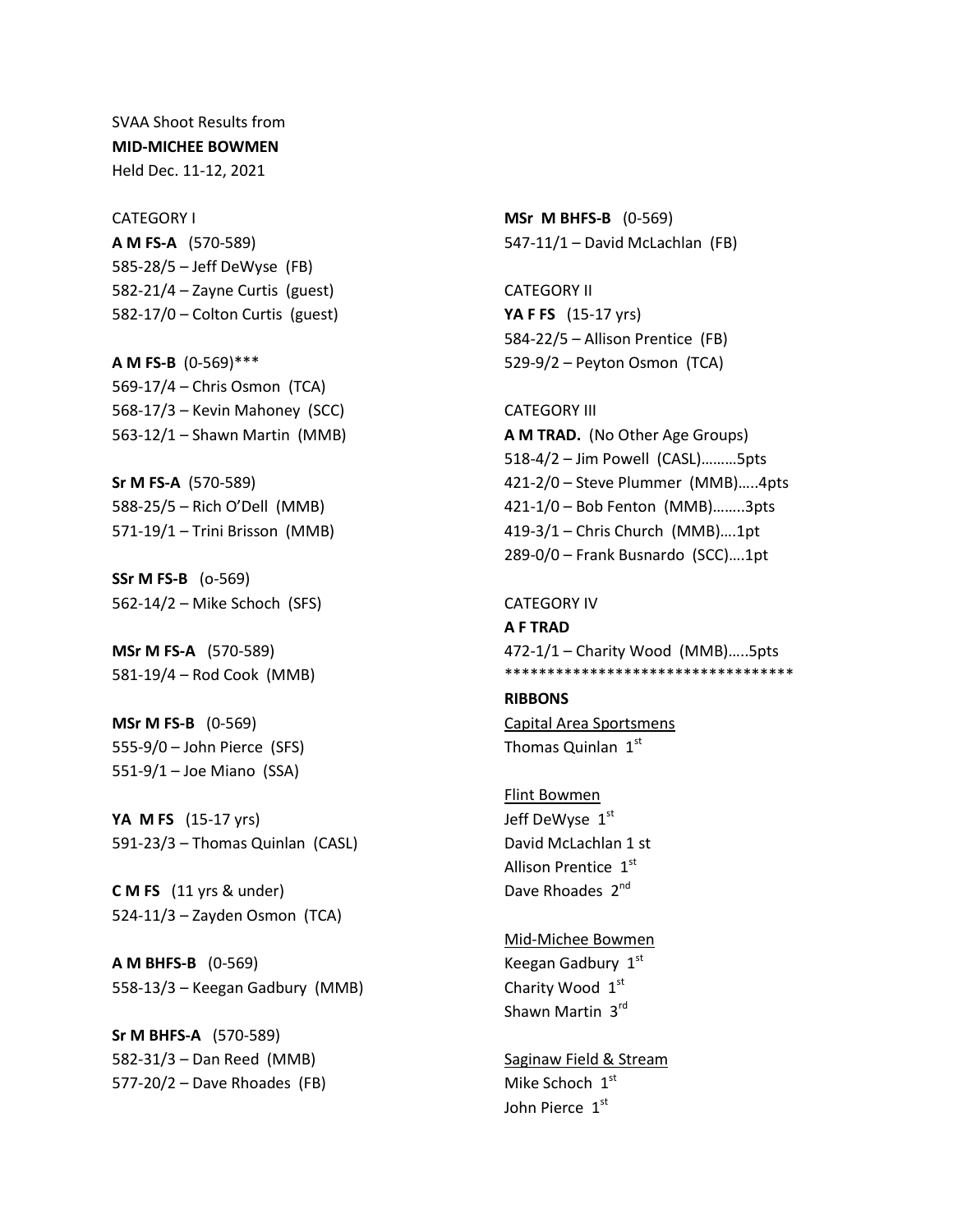SVAA Shoot Results from
**MID-MICHEE BOWMEN**
Held Dec. 11-12, 2021

CATEGORY I

**A M FS-A** (570-589)
585-28/5 – Jeff DeWyse (FB)
582-21/4 – Zayne Curtis (guest)
582-17/0 – Colton Curtis (guest)

**A M FS-B** (0-569)***
569-17/4 – Chris Osmon (TCA)
568-17/3 – Kevin Mahoney (SCC)
563-12/1 – Shawn Martin (MMB)

**Sr M FS-A** (570-589)
588-25/5 – Rich O'Dell (MMB)
571-19/1 – Trini Brisson (MMB)

**SSr M FS-B** (o-569)
562-14/2 – Mike Schoch (SFS)

**MSr M FS-A** (570-589)
581-19/4 – Rod Cook (MMB)

**MSr M FS-B** (0-569)
555-9/0 – John Pierce (SFS)
551-9/1 – Joe Miano (SSA)

**YA M FS** (15-17 yrs)
591-23/3 – Thomas Quinlan (CASL)

**C M FS** (11 yrs & under)
524-11/3 – Zayden Osmon (TCA)

**A M BHFS-B** (0-569)
558-13/3 – Keegan Gadbury (MMB)

**Sr M BHFS-A** (570-589)
582-31/3 – Dan Reed (MMB)
577-20/2 – Dave Rhoades (FB)

**MSr M BHFS-B** (0-569)
547-11/1 – David McLachlan (FB)

CATEGORY II

**YA F FS** (15-17 yrs)
584-22/5 – Allison Prentice (FB)
529-9/2 – Peyton Osmon (TCA)

CATEGORY III

**A M TRAD.** (No Other Age Groups)
518-4/2 – Jim Powell (CASL)………5pts
421-2/0 – Steve Plummer (MMB)…..4pts
421-1/0 – Bob Fenton (MMB)……..3pts
419-3/1 – Chris Church (MMB)….1pt
289-0/0 – Frank Busnardo (SCC)….1pt

CATEGORY IV

**A F TRAD**
472-1/1 – Charity Wood (MMB)…..5pts
**********************************

**RIBBONS**

Capital Area Sportsmens
Thomas Quinlan 1st

Flint Bowmen
Jeff DeWyse 1st
David McLachlan 1 st
Allison Prentice 1st
Dave Rhoades 2nd

Mid-Michee Bowmen
Keegan Gadbury 1st
Charity Wood 1st
Shawn Martin 3rd

Saginaw Field & Stream
Mike Schoch 1st
John Pierce 1st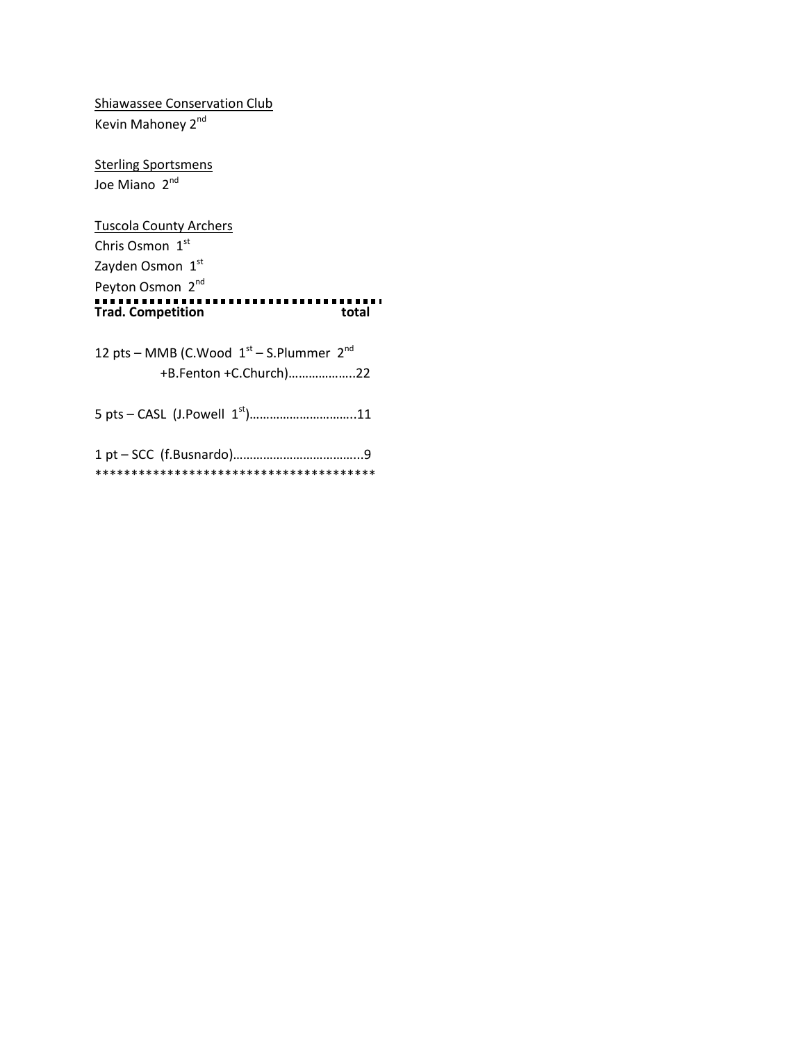Shiawassee Conservation Club
Kevin Mahoney 2nd

Sterling Sportsmens
Joe Miano 2nd

Tuscola County Archers
Chris Osmon 1st
Zayden Osmon 1st
Peyton Osmon 2nd

---

**Trad. Competition** **total**

12 pts – MMB (C.Wood 1st – S.Plummer 2nd
+B.Fenton +C.Church)………………..22

5 pts – CASL (J.Powell 1st)…………………………..11

1 pt – SCC (f.Busnardo)………………………………...9

***************************************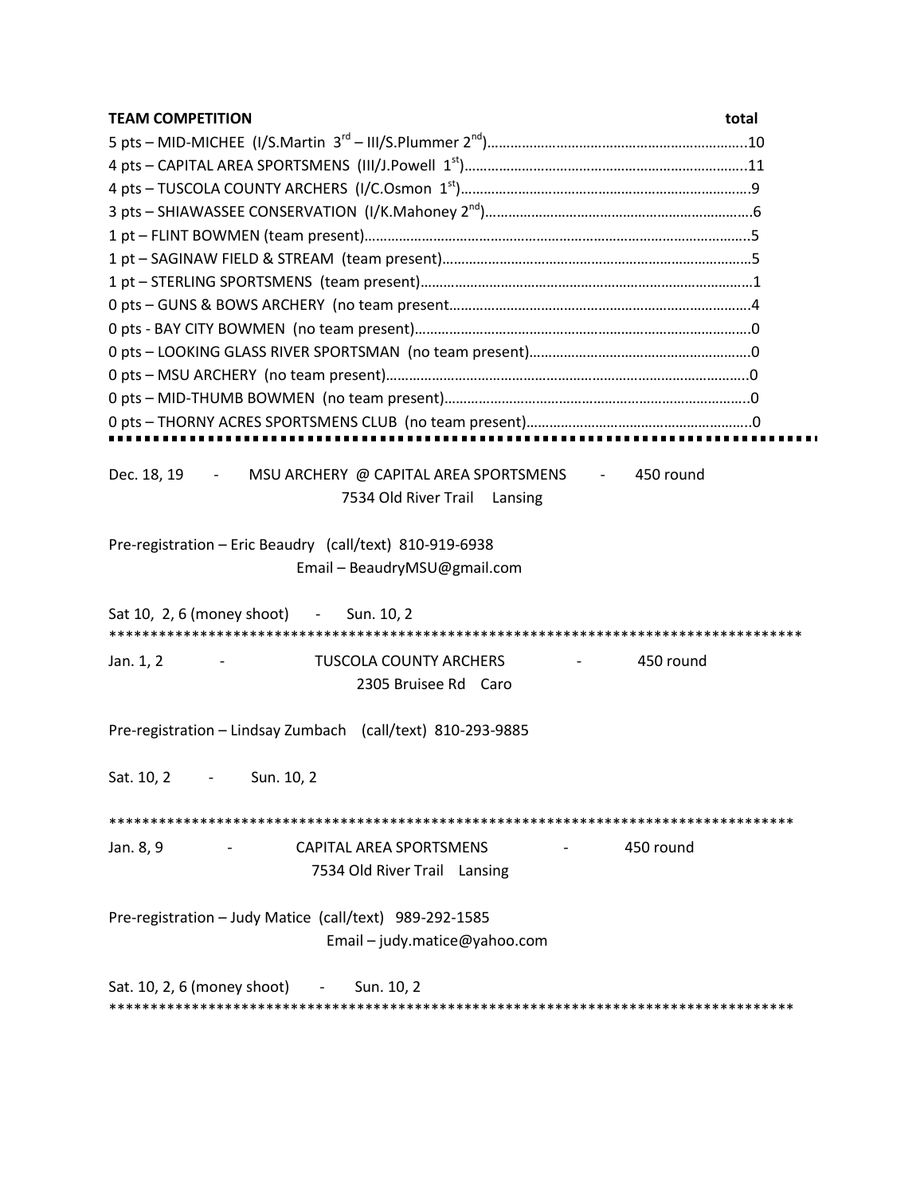**TEAM COMPETITION** **total**

5 pts – MID-MICHEE (I/S.Martin 3rd – III/S.Plummer 2nd)……………………………………………………………..10
4 pts – CAPITAL AREA SPORTSMENS (III/J.Powell 1st)………………………………………………………………..11
4 pts – TUSCOLA COUNTY ARCHERS (I/C.Osmon 1st)………………………………………………………………….9
3 pts – SHIAWASSEE CONSERVATION (I/K.Mahoney 2nd)…………………………………………………………….6
1 pt – FLINT BOWMEN (team present)……………………………………………………………………………………..5
1 pt – SAGINAW FIELD & STREAM (team present)……………………………………………………………………..5
1 pt – STERLING SPORTSMENS (team present)…………………………………………………………………………1
0 pts – GUNS & BOWS ARCHERY (no team present……………………………………………………………………4
0 pts - BAY CITY BOWMEN (no team present)…………………………………………………………………………….0
0 pts – LOOKING GLASS RIVER SPORTSMAN (no team present)……………………………………………….0
0 pts – MSU ARCHERY (no team present)………………………………………………………………………………….0
0 pts – MID-THUMB BOWMEN (no team present)……………………………………………………………………..0
0 pts – THORNY ACRES SPORTSMENS CLUB (no team present)………………………………………………..0

---

Dec. 18, 19 - MSU ARCHERY @ CAPITAL AREA SPORTSMENS - 450 round
7534 Old River Trail Lansing

Pre-registration – Eric Beaudry (call/text) 810-919-6938
Email – BeaudryMSU@gmail.com

Sat 10, 2, 6 (money shoot) - Sun. 10, 2

***************************************************************************************

Jan. 1, 2 - TUSCOLA COUNTY ARCHERS - 450 round
2305 Bruisee Rd Caro

Pre-registration – Lindsay Zumbach (call/text) 810-293-9885

Sat. 10, 2 - Sun. 10, 2

***************************************************************************************

Jan. 8, 9 - CAPITAL AREA SPORTSMENS - 450 round
7534 Old River Trail Lansing

Pre-registration – Judy Matice (call/text) 989-292-1585
Email – judy.matice@yahoo.com

Sat. 10, 2, 6 (money shoot) - Sun. 10, 2

***************************************************************************************